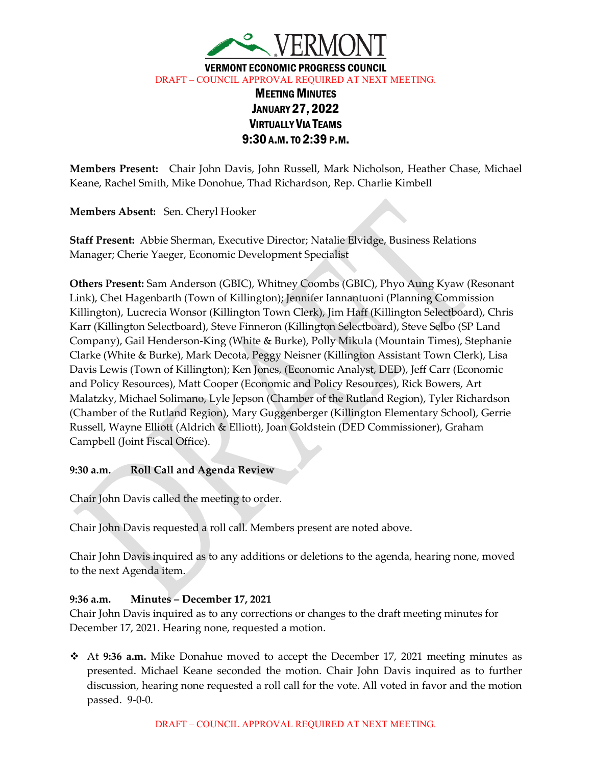VERMONT

VERMONT ECONOMIC PROGRESS COUNCIL

DRAFT – COUNCIL APPROVAL REQUIRED AT NEXT MEETING.

# MEETING MINUTES
## JANUARY 27, 2022
## VIRTUALLY VIA TEAMS
## 9:30 A.M. TO 2:39 P.M.

**Members Present:** Chair John Davis, John Russell, Mark Nicholson, Heather Chase, Michael Keane, Rachel Smith, Mike Donohue, Thad Richardson, Rep. Charlie Kimbell

**Members Absent:** Sen. Cheryl Hooker

**Staff Present:** Abbie Sherman, Executive Director; Natalie Elvidge, Business Relations Manager; Cherie Yaeger, Economic Development Specialist

**Others Present:** Sam Anderson (GBIC), Whitney Coombs (GBIC), Phyo Aung Kyaw (Resonant Link), Chet Hagenbarth (Town of Killington); Jennifer Iannantuoni (Planning Commission Killington), Lucrecia Wonsor (Killington Town Clerk), Jim Haff (Killington Selectboard), Chris Karr (Killington Selectboard), Steve Finneron (Killington Selectboard), Steve Selbo (SP Land Company), Gail Henderson-King (White & Burke), Polly Mikula (Mountain Times), Stephanie Clarke (White & Burke), Mark Decota, Peggy Neisner (Killington Assistant Town Clerk), Lisa Davis Lewis (Town of Killington); Ken Jones, (Economic Analyst, DED), Jeff Carr (Economic and Policy Resources), Matt Cooper (Economic and Policy Resources), Rick Bowers, Art Malatzky, Michael Solimano, Lyle Jepson (Chamber of the Rutland Region), Tyler Richardson (Chamber of the Rutland Region), Mary Guggenberger (Killington Elementary School), Gerrie Russell, Wayne Elliott (Aldrich & Elliott), Joan Goldstein (DED Commissioner), Graham Campbell (Joint Fiscal Office).

**9:30 a.m. Roll Call and Agenda Review**

Chair John Davis called the meeting to order.

Chair John Davis requested a roll call. Members present are noted above.

Chair John Davis inquired as to any additions or deletions to the agenda, hearing none, moved to the next Agenda item.

**9:36 a.m. Minutes – December 17, 2021**

Chair John Davis inquired as to any corrections or changes to the draft meeting minutes for December 17, 2021. Hearing none, requested a motion.

- At **9:36 a.m.** Mike Donahue moved to accept the December 17, 2021 meeting minutes as presented. Michael Keane seconded the motion. Chair John Davis inquired as to further discussion, hearing none requested a roll call for the vote. All voted in favor and the motion passed. 9-0-0.

DRAFT – COUNCIL APPROVAL REQUIRED AT NEXT MEETING.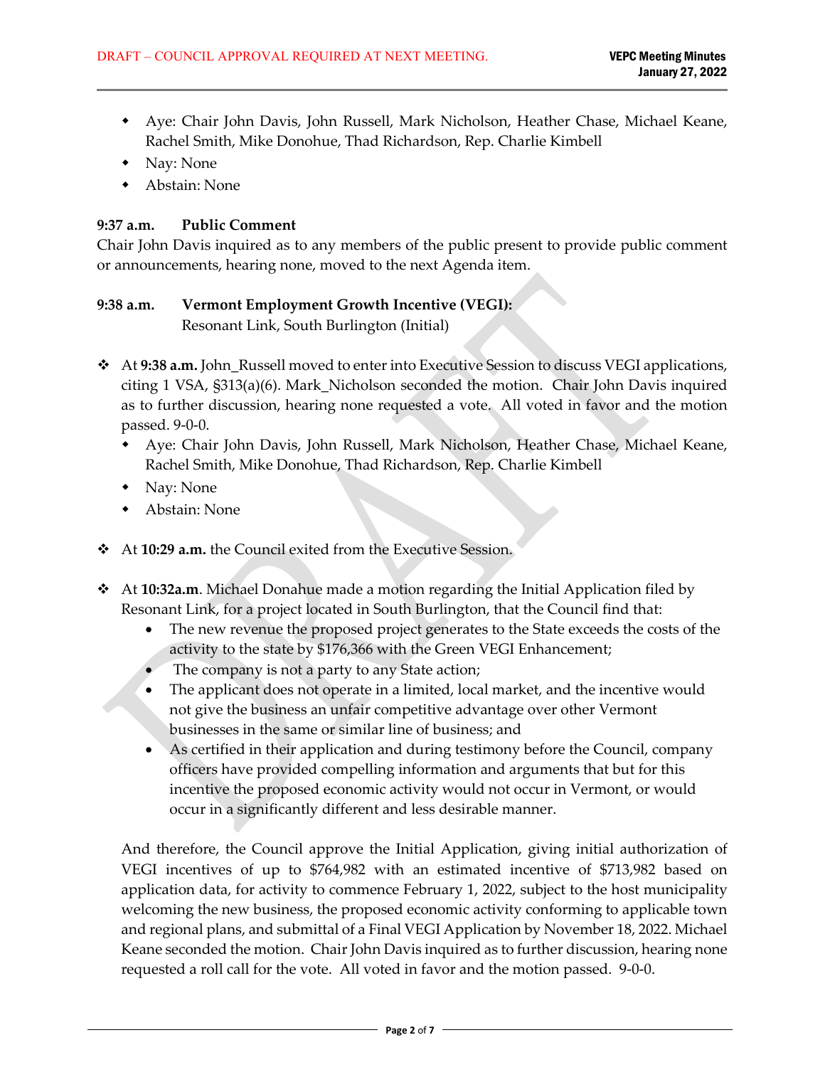- Aye: Chair John Davis, John Russell, Mark Nicholson, Heather Chase, Michael Keane, Rachel Smith, Mike Donohue, Thad Richardson, Rep. Charlie Kimbell
- Nay: None
- Abstain: None

**9:37 a.m. Public Comment**

Chair John Davis inquired as to any members of the public present to provide public comment or announcements, hearing none, moved to the next Agenda item.

**9:38 a.m. Vermont Employment Growth Incentive (VEGI):**
Resonant Link, South Burlington (Initial)

- At **9:38 a.m.** John_Russell moved to enter into Executive Session to discuss VEGI applications, citing 1 VSA, §313(a)(6). Mark_Nicholson seconded the motion. Chair John Davis inquired as to further discussion, hearing none requested a vote. All voted in favor and the motion passed. 9-0-0.
  - Aye: Chair John Davis, John Russell, Mark Nicholson, Heather Chase, Michael Keane, Rachel Smith, Mike Donohue, Thad Richardson, Rep. Charlie Kimbell
  - Nay: None
  - Abstain: None

- At **10:29 a.m.** the Council exited from the Executive Session.

- At **10:32a.m**. Michael Donahue made a motion regarding the Initial Application filed by Resonant Link, for a project located in South Burlington, that the Council find that:
  - The new revenue the proposed project generates to the State exceeds the costs of the activity to the state by $176,366 with the Green VEGI Enhancement;
  - The company is not a party to any State action;
  - The applicant does not operate in a limited, local market, and the incentive would not give the business an unfair competitive advantage over other Vermont businesses in the same or similar line of business; and
  - As certified in their application and during testimony before the Council, company officers have provided compelling information and arguments that but for this incentive the proposed economic activity would not occur in Vermont, or would occur in a significantly different and less desirable manner.

  And therefore, the Council approve the Initial Application, giving initial authorization of VEGI incentives of up to $764,982 with an estimated incentive of $713,982 based on application data, for activity to commence February 1, 2022, subject to the host municipality welcoming the new business, the proposed economic activity conforming to applicable town and regional plans, and submittal of a Final VEGI Application by November 18, 2022. Michael Keane seconded the motion. Chair John Davis inquired as to further discussion, hearing none requested a roll call for the vote. All voted in favor and the motion passed. 9-0-0.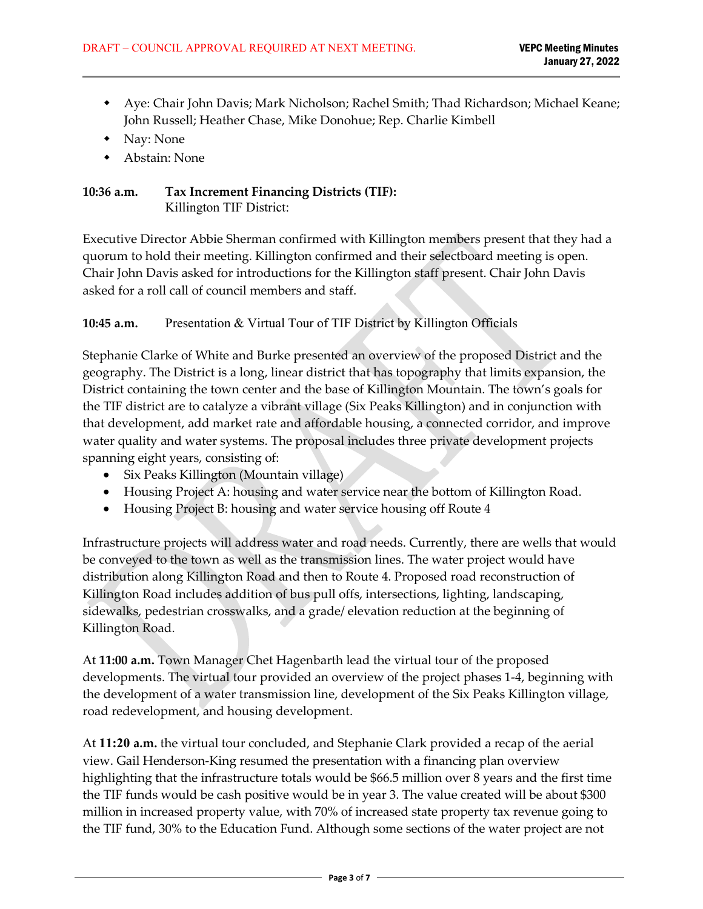- Aye: Chair John Davis; Mark Nicholson; Rachel Smith; Thad Richardson; Michael Keane; John Russell; Heather Chase, Mike Donohue; Rep. Charlie Kimbell
- Nay: None
- Abstain: None

**10:36 a.m. Tax Increment Financing Districts (TIF):**
Killington TIF District:

Executive Director Abbie Sherman confirmed with Killington members present that they had a quorum to hold their meeting. Killington confirmed and their selectboard meeting is open. Chair John Davis asked for introductions for the Killington staff present. Chair John Davis asked for a roll call of council members and staff.

**10:45 a.m.** Presentation & Virtual Tour of TIF District by Killington Officials

Stephanie Clarke of White and Burke presented an overview of the proposed District and the geography. The District is a long, linear district that has topography that limits expansion, the District containing the town center and the base of Killington Mountain. The town's goals for the TIF district are to catalyze a vibrant village (Six Peaks Killington) and in conjunction with that development, add market rate and affordable housing, a connected corridor, and improve water quality and water systems. The proposal includes three private development projects spanning eight years, consisting of:

- Six Peaks Killington (Mountain village)
- Housing Project A: housing and water service near the bottom of Killington Road.
- Housing Project B: housing and water service housing off Route 4

Infrastructure projects will address water and road needs. Currently, there are wells that would be conveyed to the town as well as the transmission lines. The water project would have distribution along Killington Road and then to Route 4. Proposed road reconstruction of Killington Road includes addition of bus pull offs, intersections, lighting, landscaping, sidewalks, pedestrian crosswalks, and a grade/ elevation reduction at the beginning of Killington Road.

At **11:00 a.m.** Town Manager Chet Hagenbarth lead the virtual tour of the proposed developments. The virtual tour provided an overview of the project phases 1-4, beginning with the development of a water transmission line, development of the Six Peaks Killington village, road redevelopment, and housing development.

At **11:20 a.m.** the virtual tour concluded, and Stephanie Clark provided a recap of the aerial view. Gail Henderson-King resumed the presentation with a financing plan overview highlighting that the infrastructure totals would be $66.5 million over 8 years and the first time the TIF funds would be cash positive would be in year 3. The value created will be about $300 million in increased property value, with 70% of increased state property tax revenue going to the TIF fund, 30% to the Education Fund. Although some sections of the water project are not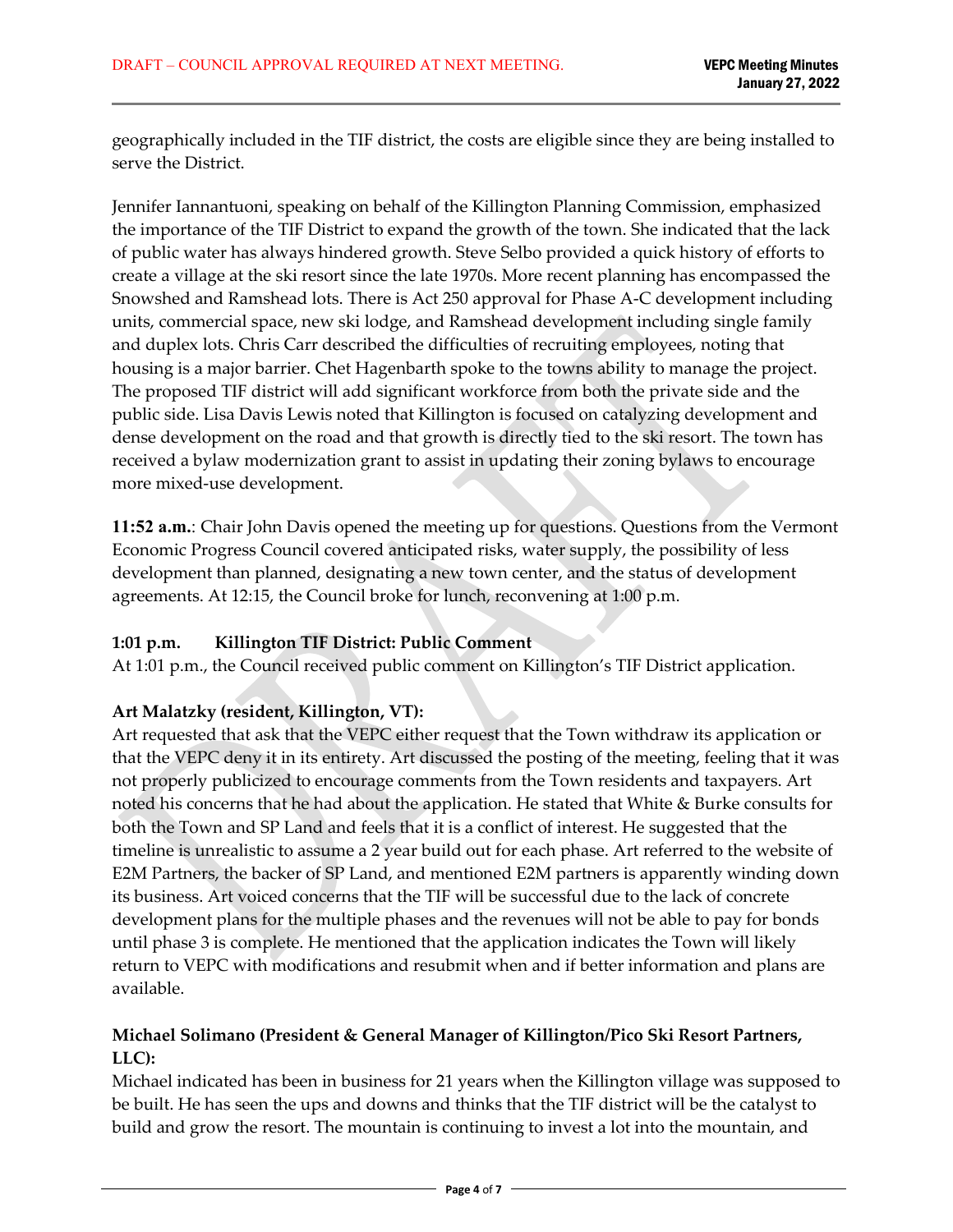geographically included in the TIF district, the costs are eligible since they are being installed to serve the District.

Jennifer Iannantuoni, speaking on behalf of the Killington Planning Commission, emphasized the importance of the TIF District to expand the growth of the town. She indicated that the lack of public water has always hindered growth. Steve Selbo provided a quick history of efforts to create a village at the ski resort since the late 1970s. More recent planning has encompassed the Snowshed and Ramshead lots. There is Act 250 approval for Phase A-C development including units, commercial space, new ski lodge, and Ramshead development including single family and duplex lots. Chris Carr described the difficulties of recruiting employees, noting that housing is a major barrier. Chet Hagenbarth spoke to the towns ability to manage the project. The proposed TIF district will add significant workforce from both the private side and the public side. Lisa Davis Lewis noted that Killington is focused on catalyzing development and dense development on the road and that growth is directly tied to the ski resort. The town has received a bylaw modernization grant to assist in updating their zoning bylaws to encourage more mixed-use development.

**11:52 a.m.**: Chair John Davis opened the meeting up for questions. Questions from the Vermont Economic Progress Council covered anticipated risks, water supply, the possibility of less development than planned, designating a new town center, and the status of development agreements. At 12:15, the Council broke for lunch, reconvening at 1:00 p.m.

**1:01 p.m. Killington TIF District: Public Comment**

At 1:01 p.m., the Council received public comment on Killington's TIF District application.

**Art Malatzky (resident, Killington, VT):**

Art requested that ask that the VEPC either request that the Town withdraw its application or that the VEPC deny it in its entirety. Art discussed the posting of the meeting, feeling that it was not properly publicized to encourage comments from the Town residents and taxpayers. Art noted his concerns that he had about the application. He stated that White & Burke consults for both the Town and SP Land and feels that it is a conflict of interest. He suggested that the timeline is unrealistic to assume a 2 year build out for each phase. Art referred to the website of E2M Partners, the backer of SP Land, and mentioned E2M partners is apparently winding down its business. Art voiced concerns that the TIF will be successful due to the lack of concrete development plans for the multiple phases and the revenues will not be able to pay for bonds until phase 3 is complete. He mentioned that the application indicates the Town will likely return to VEPC with modifications and resubmit when and if better information and plans are available.

**Michael Solimano (President & General Manager of Killington/Pico Ski Resort Partners, LLC):**

Michael indicated has been in business for 21 years when the Killington village was supposed to be built. He has seen the ups and downs and thinks that the TIF district will be the catalyst to build and grow the resort. The mountain is continuing to invest a lot into the mountain, and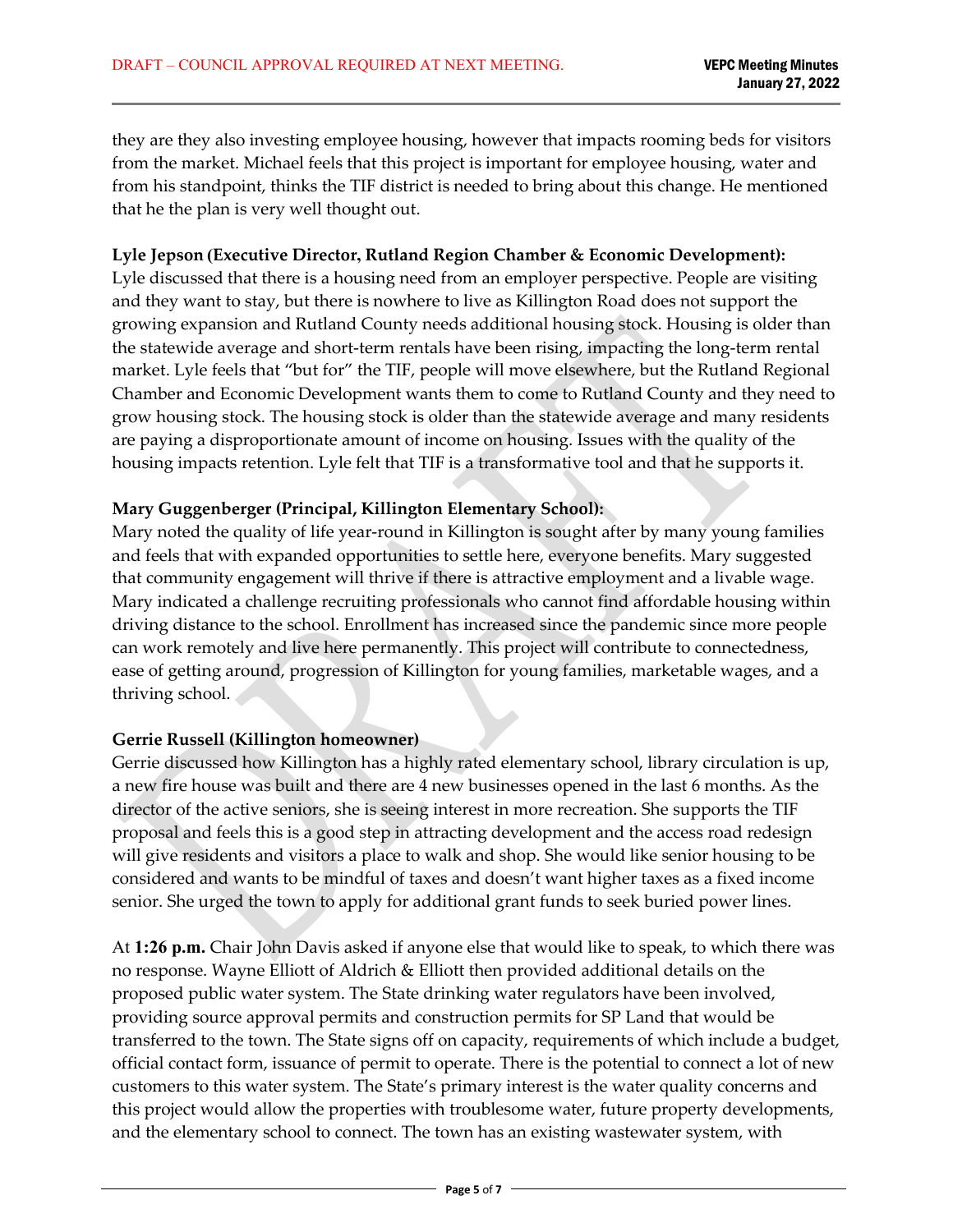they are they also investing employee housing, however that impacts rooming beds for visitors from the market. Michael feels that this project is important for employee housing, water and from his standpoint, thinks the TIF district is needed to bring about this change. He mentioned that he the plan is very well thought out.

**Lyle Jepson (Executive Director, Rutland Region Chamber & Economic Development):**
Lyle discussed that there is a housing need from an employer perspective. People are visiting and they want to stay, but there is nowhere to live as Killington Road does not support the growing expansion and Rutland County needs additional housing stock. Housing is older than the statewide average and short-term rentals have been rising, impacting the long-term rental market. Lyle feels that "but for" the TIF, people will move elsewhere, but the Rutland Regional Chamber and Economic Development wants them to come to Rutland County and they need to grow housing stock. The housing stock is older than the statewide average and many residents are paying a disproportionate amount of income on housing. Issues with the quality of the housing impacts retention. Lyle felt that TIF is a transformative tool and that he supports it.

**Mary Guggenberger (Principal, Killington Elementary School):**
Mary noted the quality of life year-round in Killington is sought after by many young families and feels that with expanded opportunities to settle here, everyone benefits. Mary suggested that community engagement will thrive if there is attractive employment and a livable wage. Mary indicated a challenge recruiting professionals who cannot find affordable housing within driving distance to the school. Enrollment has increased since the pandemic since more people can work remotely and live here permanently. This project will contribute to connectedness, ease of getting around, progression of Killington for young families, marketable wages, and a thriving school.

**Gerrie Russell (Killington homeowner)**
Gerrie discussed how Killington has a highly rated elementary school, library circulation is up, a new fire house was built and there are 4 new businesses opened in the last 6 months. As the director of the active seniors, she is seeing interest in more recreation. She supports the TIF proposal and feels this is a good step in attracting development and the access road redesign will give residents and visitors a place to walk and shop. She would like senior housing to be considered and wants to be mindful of taxes and doesn't want higher taxes as a fixed income senior. She urged the town to apply for additional grant funds to seek buried power lines.

At **1:26 p.m.** Chair John Davis asked if anyone else that would like to speak, to which there was no response. Wayne Elliott of Aldrich & Elliott then provided additional details on the proposed public water system. The State drinking water regulators have been involved, providing source approval permits and construction permits for SP Land that would be transferred to the town. The State signs off on capacity, requirements of which include a budget, official contact form, issuance of permit to operate. There is the potential to connect a lot of new customers to this water system. The State's primary interest is the water quality concerns and this project would allow the properties with troublesome water, future property developments, and the elementary school to connect. The town has an existing wastewater system, with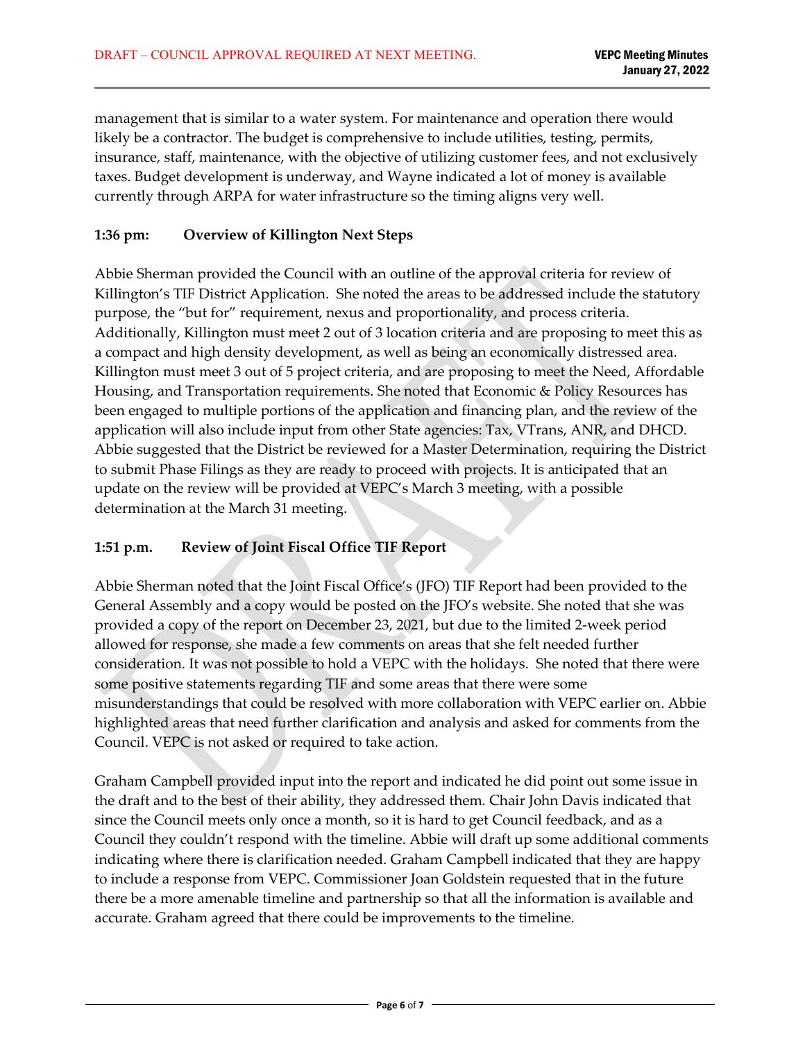management that is similar to a water system. For maintenance and operation there would likely be a contractor. The budget is comprehensive to include utilities, testing, permits, insurance, staff, maintenance, with the objective of utilizing customer fees, and not exclusively taxes. Budget development is underway, and Wayne indicated a lot of money is available currently through ARPA for water infrastructure so the timing aligns very well.

**1:36 pm: Overview of Killington Next Steps**

Abbie Sherman provided the Council with an outline of the approval criteria for review of Killington's TIF District Application. She noted the areas to be addressed include the statutory purpose, the "but for" requirement, nexus and proportionality, and process criteria. Additionally, Killington must meet 2 out of 3 location criteria and are proposing to meet this as a compact and high density development, as well as being an economically distressed area. Killington must meet 3 out of 5 project criteria, and are proposing to meet the Need, Affordable Housing, and Transportation requirements. She noted that Economic & Policy Resources has been engaged to multiple portions of the application and financing plan, and the review of the application will also include input from other State agencies: Tax, VTrans, ANR, and DHCD. Abbie suggested that the District be reviewed for a Master Determination, requiring the District to submit Phase Filings as they are ready to proceed with projects. It is anticipated that an update on the review will be provided at VEPC's March 3 meeting, with a possible determination at the March 31 meeting.

**1:51 p.m. Review of Joint Fiscal Office TIF Report**

Abbie Sherman noted that the Joint Fiscal Office's (JFO) TIF Report had been provided to the General Assembly and a copy would be posted on the JFO's website. She noted that she was provided a copy of the report on December 23, 2021, but due to the limited 2-week period allowed for response, she made a few comments on areas that she felt needed further consideration. It was not possible to hold a VEPC with the holidays. She noted that there were some positive statements regarding TIF and some areas that there were some misunderstandings that could be resolved with more collaboration with VEPC earlier on. Abbie highlighted areas that need further clarification and analysis and asked for comments from the Council. VEPC is not asked or required to take action.

Graham Campbell provided input into the report and indicated he did point out some issue in the draft and to the best of their ability, they addressed them. Chair John Davis indicated that since the Council meets only once a month, so it is hard to get Council feedback, and as a Council they couldn't respond with the timeline. Abbie will draft up some additional comments indicating where there is clarification needed. Graham Campbell indicated that they are happy to include a response from VEPC. Commissioner Joan Goldstein requested that in the future there be a more amenable timeline and partnership so that all the information is available and accurate. Graham agreed that there could be improvements to the timeline.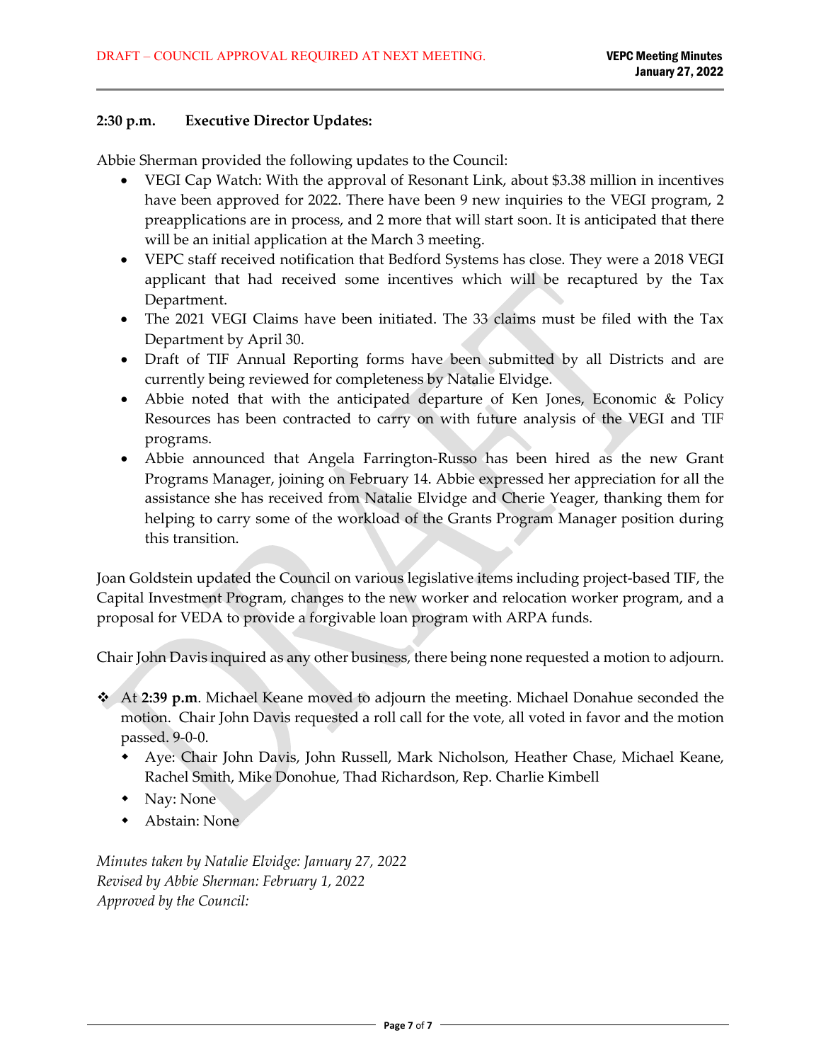**2:30 p.m. Executive Director Updates:**

Abbie Sherman provided the following updates to the Council:

- VEGI Cap Watch: With the approval of Resonant Link, about $3.38 million in incentives have been approved for 2022. There have been 9 new inquiries to the VEGI program, 2 preapplications are in process, and 2 more that will start soon. It is anticipated that there will be an initial application at the March 3 meeting.
- VEPC staff received notification that Bedford Systems has close. They were a 2018 VEGI applicant that had received some incentives which will be recaptured by the Tax Department.
- The 2021 VEGI Claims have been initiated. The 33 claims must be filed with the Tax Department by April 30.
- Draft of TIF Annual Reporting forms have been submitted by all Districts and are currently being reviewed for completeness by Natalie Elvidge.
- Abbie noted that with the anticipated departure of Ken Jones, Economic & Policy Resources has been contracted to carry on with future analysis of the VEGI and TIF programs.
- Abbie announced that Angela Farrington-Russo has been hired as the new Grant Programs Manager, joining on February 14. Abbie expressed her appreciation for all the assistance she has received from Natalie Elvidge and Cherie Yeager, thanking them for helping to carry some of the workload of the Grants Program Manager position during this transition.

Joan Goldstein updated the Council on various legislative items including project-based TIF, the Capital Investment Program, changes to the new worker and relocation worker program, and a proposal for VEDA to provide a forgivable loan program with ARPA funds.

Chair John Davis inquired as any other business, there being none requested a motion to adjourn.

- At **2:39 p.m**. Michael Keane moved to adjourn the meeting. Michael Donahue seconded the motion. Chair John Davis requested a roll call for the vote, all voted in favor and the motion passed. 9-0-0.
  - Aye: Chair John Davis, John Russell, Mark Nicholson, Heather Chase, Michael Keane, Rachel Smith, Mike Donohue, Thad Richardson, Rep. Charlie Kimbell
  - Nay: None
  - Abstain: None

*Minutes taken by Natalie Elvidge: January 27, 2022*
*Revised by Abbie Sherman: February 1, 2022*
*Approved by the Council:*